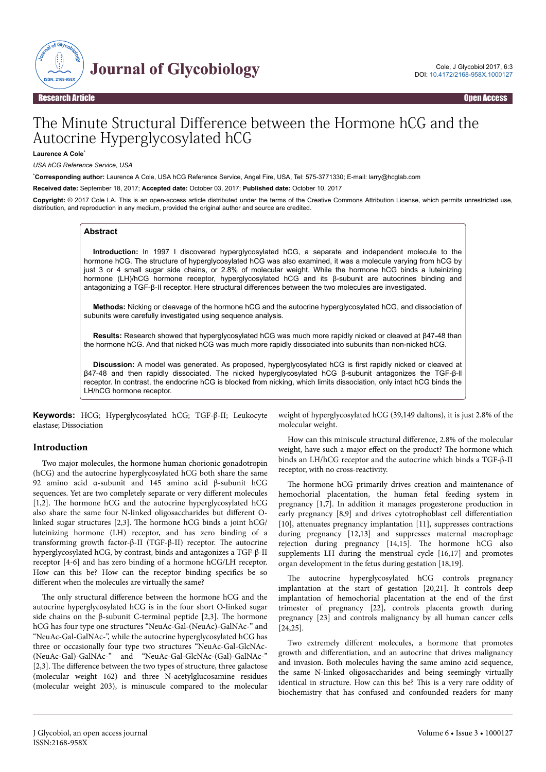Research Article | Open Access

# The Minute Structural Difference between the Hormone hCG and the Autocrine Hyperglycosylated hCG

**Laurence A Cole***

*USA hCG Reference Service, USA*

***Corresponding author:** Laurence A Cole, USA hCG Reference Service, Angel Fire, USA, Tel: 575-3771330; E-mail: larry@hcglab.com

**Received date:** September 18, 2017; **Accepted date:** October 03, 2017; **Published date:** October 10, 2017

**Copyright:** © 2017 Cole LA. This is an open-access article distributed under the terms of the Creative Commons Attribution License, which permits unrestricted use, distribution, and reproduction in any medium, provided the original author and source are credited.

## Abstract

**Introduction:** In 1997 I discovered hyperglycosylated hCG, a separate and independent molecule to the hormone hCG. The structure of hyperglycosylated hCG was also examined, it was a molecule varying from hCG by just 3 or 4 small sugar side chains, or 2.8% of molecular weight. While the hormone hCG binds a luteinizing hormone (LH)/hCG hormone receptor, hyperglycosylated hCG and its β-subunit are autocrines binding and antagonizing a TGF-β-II receptor. Here structural differences between the two molecules are investigated.

**Methods:** Nicking or cleavage of the hormone hCG and the autocrine hyperglycosylated hCG, and dissociation of subunits were carefully investigated using sequence analysis.

**Results:** Research showed that hyperglycosylated hCG was much more rapidly nicked or cleaved at β47-48 than the hormone hCG. And that nicked hCG was much more rapidly dissociated into subunits than non-nicked hCG.

**Discussion:** A model was generated. As proposed, hyperglycosylated hCG is first rapidly nicked or cleaved at β47-48 and then rapidly dissociated. The nicked hyperglycosylated hCG β-subunit antagonizes the TGF-β-II receptor. In contrast, the endocrine hCG is blocked from nicking, which limits dissociation, only intact hCG binds the LH/hCG hormone receptor.

**Keywords:** HCG; Hyperglycosylated hCG; TGF-β-II; Leukocyte elastase; Dissociation

## Introduction

Two major molecules, the hormone human chorionic gonadotropin (hCG) and the autocrine hyperglycosylated hCG both share the same 92 amino acid α-subunit and 145 amino acid β-subunit hCG sequences. Yet are two completely separate or very different molecules [1,2]. The hormone hCG and the autocrine hyperglycosylated hCG also share the same four N-linked oligosaccharides but different O-linked sugar structures [2,3]. The hormone hCG binds a joint hCG/luteinizing hormone (LH) receptor, and has zero binding of a transforming growth factor-β-II (TGF-β-II) receptor. The autocrine hyperglycosylated hCG, by contrast, binds and antagonizes a TGF-β-II receptor [4-6] and has zero binding of a hormone hCG/LH receptor. How can this be? How can the receptor binding specifics be so different when the molecules are virtually the same?

The only structural difference between the hormone hCG and the autocrine hyperglycosylated hCG is in the four short O-linked sugar side chains on the β-subunit C-terminal peptide [2,3]. The hormone hCG has four type one structures "NeuAc-Gal-(NeuAc)-GalNAc-" and "NeuAc-Gal-GalNAc-", while the autocrine hyperglycosylated hCG has three or occasionally four type two structures "NeuAc-Gal-GlcNAc-(NeuAc-Gal)-GalNAc-" and "NeuAc-Gal-GlcNAc-(Gal)-GalNAc-" [2,3]. The difference between the two types of structure, three galactose (molecular weight 162) and three N-acetylglucosamine residues (molecular weight 203), is minuscule compared to the molecular weight of hyperglycosylated hCG (39,149 daltons), it is just 2.8% of the molecular weight.

How can this miniscule structural difference, 2.8% of the molecular weight, have such a major effect on the product? The hormone which binds an LH/hCG receptor and the autocrine which binds a TGF-β-II receptor, with no cross-reactivity.

The hormone hCG primarily drives creation and maintenance of hemochorial placentation, the human fetal feeding system in pregnancy [1,7]. In addition it manages progesterone production in early pregnancy [8,9] and drives cytotrophoblast cell differentiation [10], attenuates pregnancy implantation [11], suppresses contractions during pregnancy [12,13] and suppresses maternal macrophage rejection during pregnancy [14,15]. The hormone hCG also supplements LH during the menstrual cycle [16,17] and promotes organ development in the fetus during gestation [18,19].

The autocrine hyperglycosylated hCG controls pregnancy implantation at the start of gestation [20,21]. It controls deep implantation of hemochorial placentation at the end of the first trimester of pregnancy [22], controls placenta growth during pregnancy [23] and controls malignancy by all human cancer cells [24,25].

Two extremely different molecules, a hormone that promotes growth and differentiation, and an autocrine that drives malignancy and invasion. Both molecules having the same amino acid sequence, the same N-linked oligosaccharides and being seemingly virtually identical in structure. How can this be? This is a very rare oddity of biochemistry that has confused and confounded readers for many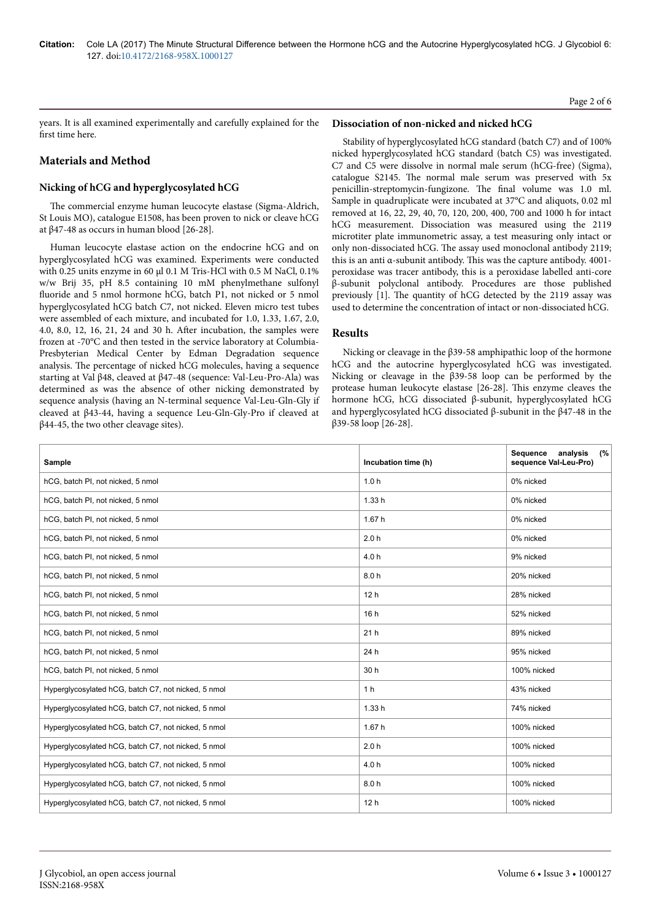years. It is all examined experimentally and carefully explained for the first time here.

## Materials and Method

### Nicking of hCG and hyperglycosylated hCG

The commercial enzyme human leucocyte elastase (Sigma-Aldrich, St Louis MO), catalogue E1508, has been proven to nick or cleave hCG at β47-48 as occurs in human blood [26-28].

Human leucocyte elastase action on the endocrine hCG and on hyperglycosylated hCG was examined. Experiments were conducted with 0.25 units enzyme in 60 µl 0.1 M Tris-HCl with 0.5 M NaCl, 0.1% w/w Brij 35, pH 8.5 containing 10 mM phenylmethane sulfonyl fluoride and 5 nmol hormone hCG, batch P1, not nicked or 5 nmol hyperglycosylated hCG batch C7, not nicked. Eleven micro test tubes were assembled of each mixture, and incubated for 1.0, 1.33, 1.67, 2.0, 4.0, 8.0, 12, 16, 21, 24 and 30 h. After incubation, the samples were frozen at -70°C and then tested in the service laboratory at Columbia-Presbyterian Medical Center by Edman Degradation sequence analysis. The percentage of nicked hCG molecules, having a sequence starting at Val β48, cleaved at β47-48 (sequence: Val-Leu-Pro-Ala) was determined as was the absence of other nicking demonstrated by sequence analysis (having an N-terminal sequence Val-Leu-Gln-Gly if cleaved at β43-44, having a sequence Leu-Gln-Gly-Pro if cleaved at β44-45, the two other cleavage sites).

### Dissociation of non-nicked and nicked hCG

Stability of hyperglycosylated hCG standard (batch C7) and of 100% nicked hyperglycosylated hCG standard (batch C5) was investigated. C7 and C5 were dissolve in normal male serum (hCG-free) (Sigma), catalogue S2145. The normal male serum was preserved with 5x penicillin-streptomycin-fungizone. The final volume was 1.0 ml. Sample in quadruplicate were incubated at 37°C and aliquots, 0.02 ml removed at 16, 22, 29, 40, 70, 120, 200, 400, 700 and 1000 h for intact hCG measurement. Dissociation was measured using the 2119 microtiter plate immunometric assay, a test measuring only intact or only non-dissociated hCG. The assay used monoclonal antibody 2119; this is an anti α-subunit antibody. This was the capture antibody. 4001-peroxidase was tracer antibody, this is a peroxidase labelled anti-core β-subunit polyclonal antibody. Procedures are those published previously [1]. The quantity of hCG detected by the 2119 assay was used to determine the concentration of intact or non-dissociated hCG.

## Results

Nicking or cleavage in the β39-58 amphipathic loop of the hormone hCG and the autocrine hyperglycosylated hCG was investigated. Nicking or cleavage in the β39-58 loop can be performed by the protease human leukocyte elastase [26-28]. This enzyme cleaves the hormone hCG, hCG dissociated β-subunit, hyperglycosylated hCG and hyperglycosylated hCG dissociated β-subunit in the β47-48 in the β39-58 loop [26-28].

| Sample | Incubation time (h) | Sequence analysis (% sequence Val-Leu-Pro) |
|---|---|---|
| hCG, batch PI, not nicked, 5 nmol | 1.0 h | 0% nicked |
| hCG, batch PI, not nicked, 5 nmol | 1.33 h | 0% nicked |
| hCG, batch PI, not nicked, 5 nmol | 1.67 h | 0% nicked |
| hCG, batch PI, not nicked, 5 nmol | 2.0 h | 0% nicked |
| hCG, batch PI, not nicked, 5 nmol | 4.0 h | 9% nicked |
| hCG, batch PI, not nicked, 5 nmol | 8.0 h | 20% nicked |
| hCG, batch PI, not nicked, 5 nmol | 12 h | 28% nicked |
| hCG, batch PI, not nicked, 5 nmol | 16 h | 52% nicked |
| hCG, batch PI, not nicked, 5 nmol | 21 h | 89% nicked |
| hCG, batch PI, not nicked, 5 nmol | 24 h | 95% nicked |
| hCG, batch PI, not nicked, 5 nmol | 30 h | 100% nicked |
| Hyperglycosylated hCG, batch C7, not nicked, 5 nmol | 1 h | 43% nicked |
| Hyperglycosylated hCG, batch C7, not nicked, 5 nmol | 1.33 h | 74% nicked |
| Hyperglycosylated hCG, batch C7, not nicked, 5 nmol | 1.67 h | 100% nicked |
| Hyperglycosylated hCG, batch C7, not nicked, 5 nmol | 2.0 h | 100% nicked |
| Hyperglycosylated hCG, batch C7, not nicked, 5 nmol | 4.0 h | 100% nicked |
| Hyperglycosylated hCG, batch C7, not nicked, 5 nmol | 8.0 h | 100% nicked |
| Hyperglycosylated hCG, batch C7, not nicked, 5 nmol | 12 h | 100% nicked |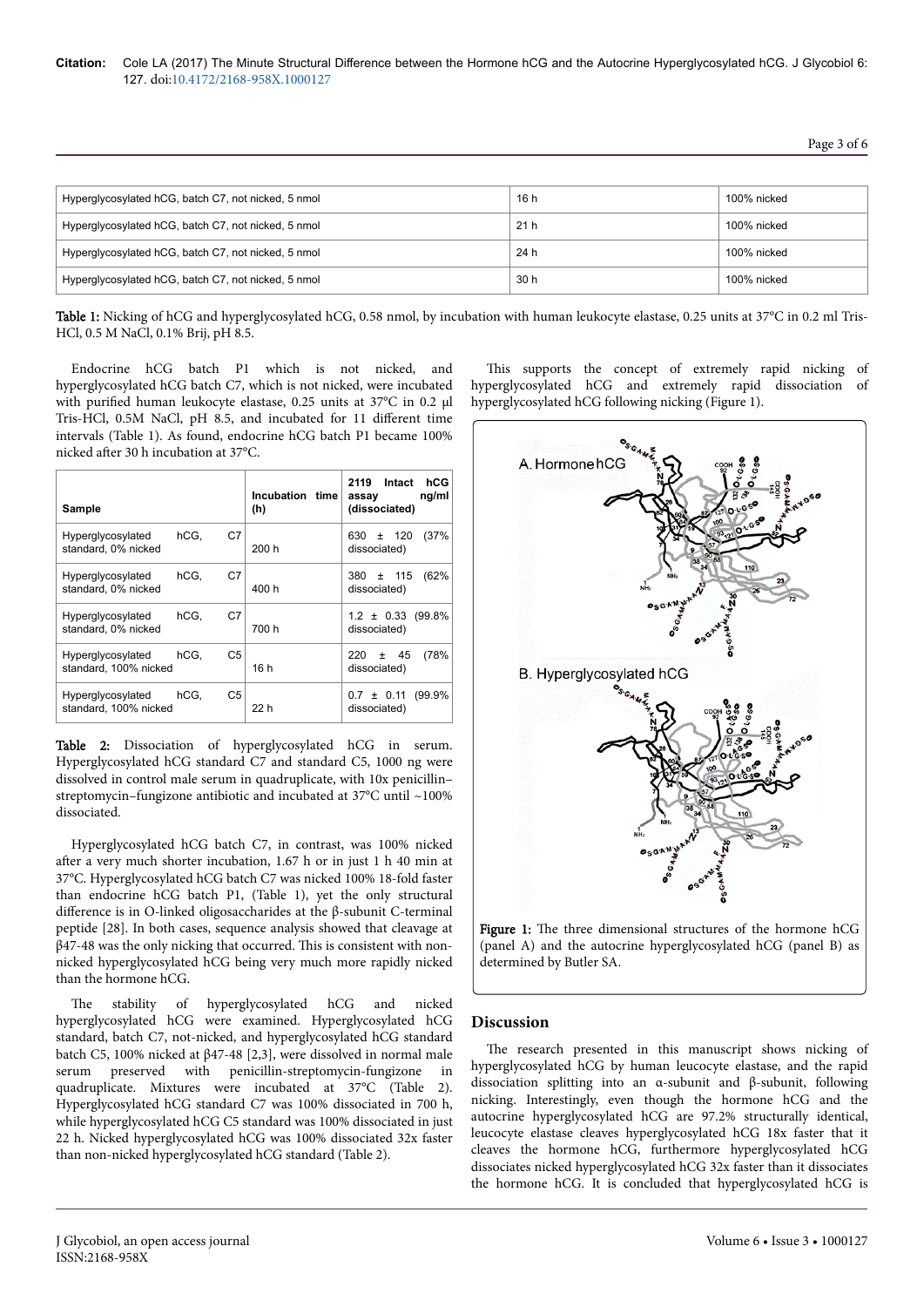| Hyperglycosylated hCG, batch C7, not nicked, 5 nmol | 16 h | 100% nicked |
|---|---|---|
| Hyperglycosylated hCG, batch C7, not nicked, 5 nmol | 21 h | 100% nicked |
| Hyperglycosylated hCG, batch C7, not nicked, 5 nmol | 24 h | 100% nicked |
| Hyperglycosylated hCG, batch C7, not nicked, 5 nmol | 30 h | 100% nicked |

**Table 1:** Nicking of hCG and hyperglycosylated hCG, 0.58 nmol, by incubation with human leukocyte elastase, 0.25 units at 37°C in 0.2 ml Tris-HCl, 0.5 M NaCl, 0.1% Brij, pH 8.5.

Endocrine hCG batch P1 which is not nicked, and hyperglycosylated hCG batch C7, which is not nicked, were incubated with purified human leukocyte elastase, 0.25 units at 37°C in 0.2 µl Tris-HCl, 0.5M NaCl, pH 8.5, and incubated for 11 different time intervals (Table 1). As found, endocrine hCG batch P1 became 100% nicked after 30 h incubation at 37°C.

| Sample | Incubation time (h) | 2119 Intact hCG assay ng/ml (dissociated) |
|---|---|---|
| Hyperglycosylated hCG, C7 standard, 0% nicked | 200 h | 630 ± 120 (37% dissociated) |
| Hyperglycosylated hCG, C7 standard, 0% nicked | 400 h | 380 ± 115 (62% dissociated) |
| Hyperglycosylated hCG, C7 standard, 0% nicked | 700 h | 1.2 ± 0.33 (99.8% dissociated) |
| Hyperglycosylated hCG, C5 standard, 100% nicked | 16 h | 220 ± 45 (78% dissociated) |
| Hyperglycosylated hCG, C5 standard, 100% nicked | 22 h | 0.7 ± 0.11 (99.9% dissociated) |

**Table 2:** Dissociation of hyperglycosylated hCG in serum. Hyperglycosylated hCG standard C7 and standard C5, 1000 ng were dissolved in control male serum in quadruplicate, with 10x penicillin–streptomycin–fungizone antibiotic and incubated at 37°C until ~100% dissociated.

Hyperglycosylated hCG batch C7, in contrast, was 100% nicked after a very much shorter incubation, 1.67 h or in just 1 h 40 min at 37°C. Hyperglycosylated hCG batch C7 was nicked 100% 18-fold faster than endocrine hCG batch P1, (Table 1), yet the only structural difference is in O-linked oligosaccharides at the β-subunit C-terminal peptide [28]. In both cases, sequence analysis showed that cleavage at β47-48 was the only nicking that occurred. This is consistent with non-nicked hyperglycosylated hCG being very much more rapidly nicked than the hormone hCG.

The stability of hyperglycosylated hCG and nicked hyperglycosylated hCG were examined. Hyperglycosylated hCG standard, batch C7, not-nicked, and hyperglycosylated hCG standard batch C5, 100% nicked at β47-48 [2,3], were dissolved in normal male serum preserved with penicillin-streptomycin-fungizone in quadruplicate. Mixtures were incubated at 37°C (Table 2). Hyperglycosylated hCG standard C7 was 100% dissociated in 700 h, while hyperglycosylated hCG C5 standard was 100% dissociated in just 22 h. Nicked hyperglycosylated hCG was 100% dissociated 32x faster than non-nicked hyperglycosylated hCG standard (Table 2).

This supports the concept of extremely rapid nicking of hyperglycosylated hCG and extremely rapid dissociation of hyperglycosylated hCG following nicking (Figure 1).

**Figure 1:** The three dimensional structures of the hormone hCG (panel A) and the autocrine hyperglycosylated hCG (panel B) as determined by Butler SA.

## Discussion

The research presented in this manuscript shows nicking of hyperglycosylated hCG by human leucocyte elastase, and the rapid dissociation splitting into an α-subunit and β-subunit, following nicking. Interestingly, even though the hormone hCG and the autocrine hyperglycosylated hCG are 97.2% structurally identical, leucocyte elastase cleaves hyperglycosylated hCG 18x faster that it cleaves the hormone hCG, furthermore hyperglycosylated hCG dissociates nicked hyperglycosylated hCG 32x faster than it dissociates the hormone hCG. It is concluded that hyperglycosylated hCG is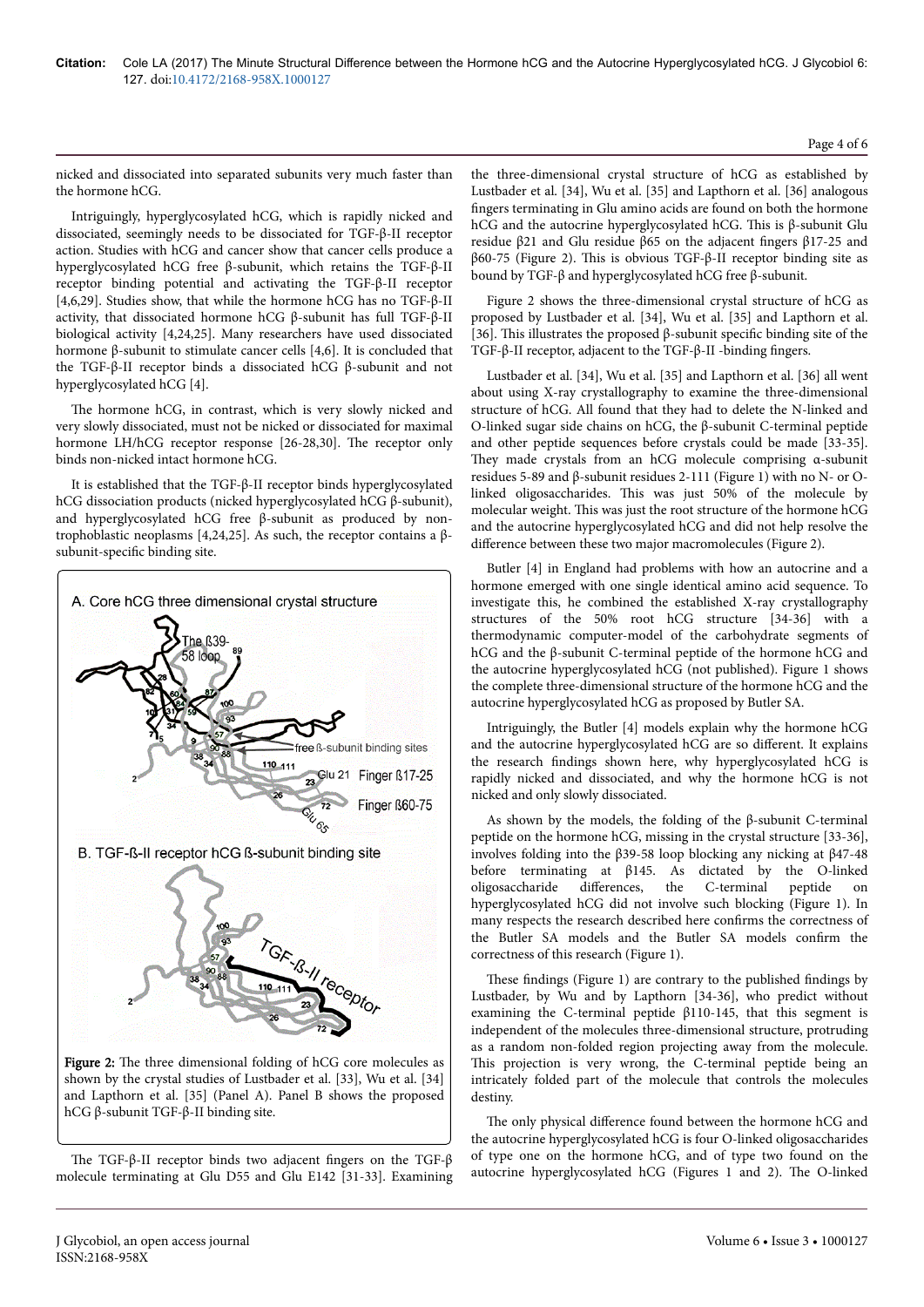nicked and dissociated into separated subunits very much faster than the hormone hCG.

Intriguingly, hyperglycosylated hCG, which is rapidly nicked and dissociated, seemingly needs to be dissociated for TGF-β-II receptor action. Studies with hCG and cancer show that cancer cells produce a hyperglycosylated hCG free β-subunit, which retains the TGF-β-II receptor binding potential and activating the TGF-β-II receptor [4,6,29]. Studies show, that while the hormone hCG has no TGF-β-II activity, that dissociated hormone hCG β-subunit has full TGF-β-II biological activity [4,24,25]. Many researchers have used dissociated hormone β-subunit to stimulate cancer cells [4,6]. It is concluded that the TGF-β-II receptor binds a dissociated hCG β-subunit and not hyperglycosylated hCG [4].

The hormone hCG, in contrast, which is very slowly nicked and very slowly dissociated, must not be nicked or dissociated for maximal hormone LH/hCG receptor response [26-28,30]. The receptor only binds non-nicked intact hormone hCG.

It is established that the TGF-β-II receptor binds hyperglycosylated hCG dissociation products (nicked hyperglycosylated hCG β-subunit), and hyperglycosylated hCG free β-subunit as produced by non-trophoblastic neoplasms [4,24,25]. As such, the receptor contains a β-subunit-specific binding site.

**Figure 2:** The three dimensional folding of hCG core molecules as shown by the crystal studies of Lustbader et al. [33], Wu et al. [34] and Lapthorn et al. [35] (Panel A). Panel B shows the proposed hCG β-subunit TGF-β-II binding site.

The TGF-β-II receptor binds two adjacent fingers on the TGF-β molecule terminating at Glu D55 and Glu E142 [31-33]. Examining the three-dimensional crystal structure of hCG as established by Lustbader et al. [34], Wu et al. [35] and Lapthorn et al. [36] analogous fingers terminating in Glu amino acids are found on both the hormone hCG and the autocrine hyperglycosylated hCG. This is β-subunit Glu residue β21 and Glu residue β65 on the adjacent fingers β17-25 and β60-75 (Figure 2). This is obvious TGF-β-II receptor binding site as bound by TGF-β and hyperglycosylated hCG free β-subunit.

Figure 2 shows the three-dimensional crystal structure of hCG as proposed by Lustbader et al. [34], Wu et al. [35] and Lapthorn et al. [36]. This illustrates the proposed β-subunit specific binding site of the TGF-β-II receptor, adjacent to the TGF-β-II -binding fingers.

Lustbader et al. [34], Wu et al. [35] and Lapthorn et al. [36] all went about using X-ray crystallography to examine the three-dimensional structure of hCG. All found that they had to delete the N-linked and O-linked sugar side chains on hCG, the β-subunit C-terminal peptide and other peptide sequences before crystals could be made [33-35]. They made crystals from an hCG molecule comprising α-subunit residues 5-89 and β-subunit residues 2-111 (Figure 1) with no N- or O-linked oligosaccharides. This was just 50% of the molecule by molecular weight. This was just the root structure of the hormone hCG and the autocrine hyperglycosylated hCG and did not help resolve the difference between these two major macromolecules (Figure 2).

Butler [4] in England had problems with how an autocrine and a hormone emerged with one single identical amino acid sequence. To investigate this, he combined the established X-ray crystallography structures of the 50% root hCG structure [34-36] with a thermodynamic computer-model of the carbohydrate segments of hCG and the β-subunit C-terminal peptide of the hormone hCG and the autocrine hyperglycosylated hCG (not published). Figure 1 shows the complete three-dimensional structure of the hormone hCG and the autocrine hyperglycosylated hCG as proposed by Butler SA.

Intriguingly, the Butler [4] models explain why the hormone hCG and the autocrine hyperglycosylated hCG are so different. It explains the research findings shown here, why hyperglycosylated hCG is rapidly nicked and dissociated, and why the hormone hCG is not nicked and only slowly dissociated.

As shown by the models, the folding of the β-subunit C-terminal peptide on the hormone hCG, missing in the crystal structure [33-36], involves folding into the β39-58 loop blocking any nicking at β47-48 before terminating at β145. As dictated by the O-linked oligosaccharide differences, the C-terminal peptide on hyperglycosylated hCG did not involve such blocking (Figure 1). In many respects the research described here confirms the correctness of the Butler SA models and the Butler SA models confirm the correctness of this research (Figure 1).

These findings (Figure 1) are contrary to the published findings by Lustbader, by Wu and by Lapthorn [34-36], who predict without examining the C-terminal peptide β110-145, that this segment is independent of the molecules three-dimensional structure, protruding as a random non-folded region projecting away from the molecule. This projection is very wrong, the C-terminal peptide being an intricately folded part of the molecule that controls the molecules destiny.

The only physical difference found between the hormone hCG and the autocrine hyperglycosylated hCG is four O-linked oligosaccharides of type one on the hormone hCG, and of type two found on the autocrine hyperglycosylated hCG (Figures 1 and 2). The O-linked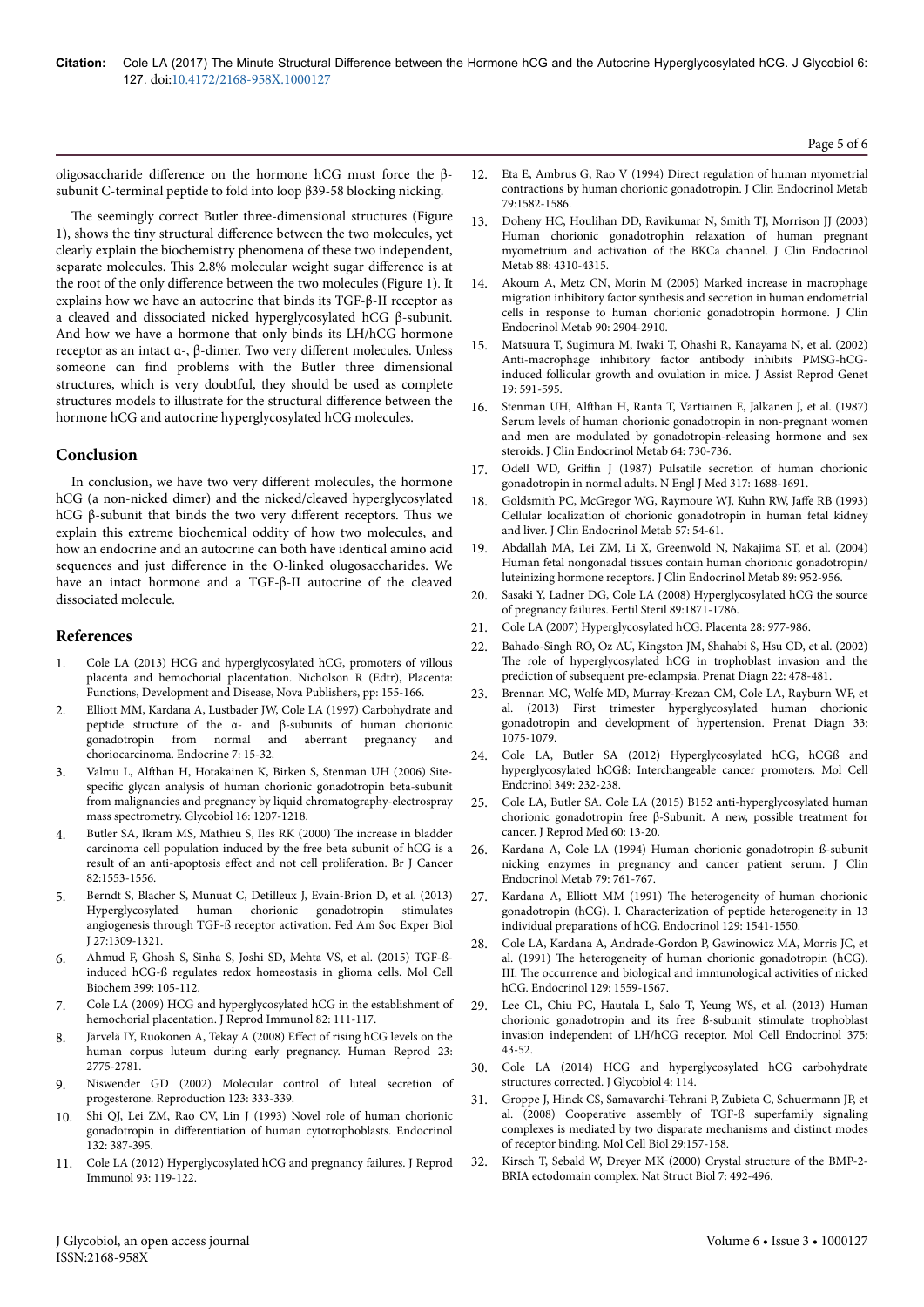oligosaccharide difference on the hormone hCG must force the β-subunit C-terminal peptide to fold into loop β39-58 blocking nicking.

The seemingly correct Butler three-dimensional structures (Figure 1), shows the tiny structural difference between the two molecules, yet clearly explain the biochemistry phenomena of these two independent, separate molecules. This 2.8% molecular weight sugar difference is at the root of the only difference between the two molecules (Figure 1). It explains how we have an autocrine that binds its TGF-β-II receptor as a cleaved and dissociated nicked hyperglycosylated hCG β-subunit. And how we have a hormone that only binds its LH/hCG hormone receptor as an intact α-, β-dimer. Two very different molecules. Unless someone can find problems with the Butler three dimensional structures, which is very doubtful, they should be used as complete structures models to illustrate for the structural difference between the hormone hCG and autocrine hyperglycosylated hCG molecules.

## Conclusion

In conclusion, we have two very different molecules, the hormone hCG (a non-nicked dimer) and the nicked/cleaved hyperglycosylated hCG β-subunit that binds the two very different receptors. Thus we explain this extreme biochemical oddity of how two molecules, and how an endocrine and an autocrine can both have identical amino acid sequences and just difference in the O-linked olugosaccharides. We have an intact hormone and a TGF-β-II autocrine of the cleaved dissociated molecule.

## References

1. Cole LA (2013) HCG and hyperglycosylated hCG, promoters of villous placenta and hemochorial placentation. Nicholson R (Edtr), Placenta: Functions, Development and Disease, Nova Publishers, pp: 155-166.
2. Elliott MM, Kardana A, Lustbader JW, Cole LA (1997) Carbohydrate and peptide structure of the α- and β-subunits of human chorionic gonadotropin from normal and aberrant pregnancy and choriocarcinoma. Endocrine 7: 15-32.
3. Valmu L, Alfthan H, Hotakainen K, Birken S, Stenman UH (2006) Site-specific glycan analysis of human chorionic gonadotropin beta-subunit from malignancies and pregnancy by liquid chromatography-electrospray mass spectrometry. Glycobiol 16: 1207-1218.
4. Butler SA, Ikram MS, Mathieu S, Iles RK (2000) The increase in bladder carcinoma cell population induced by the free beta subunit of hCG is a result of an anti-apoptosis effect and not cell proliferation. Br J Cancer 82:1553-1556.
5. Berndt S, Blacher S, Munuat C, Detilleux J, Evain-Brion D, et al. (2013) Hyperglycosylated human chorionic gonadotropin stimulates angiogenesis through TGF-ß receptor activation. Fed Am Soc Exper Biol J 27:1309-1321.
6. Ahmud F, Ghosh S, Sinha S, Joshi SD, Mehta VS, et al. (2015) TGF-ß-induced hCG-ß regulates redox homeostasis in glioma cells. Mol Cell Biochem 399: 105-112.
7. Cole LA (2009) HCG and hyperglycosylated hCG in the establishment of hemochorial placentation. J Reprod Immunol 82: 111-117.
8. Järvelä IY, Ruokonen A, Tekay A (2008) Effect of rising hCG levels on the human corpus luteum during early pregnancy. Human Reprod 23: 2775-2781.
9. Niswender GD (2002) Molecular control of luteal secretion of progesterone. Reproduction 123: 333-339.
10. Shi QJ, Lei ZM, Rao CV, Lin J (1993) Novel role of human chorionic gonadotropin in differentiation of human cytotrophoblasts. Endocrinol 132: 387-395.
11. Cole LA (2012) Hyperglycosylated hCG and pregnancy failures. J Reprod Immunol 93: 119-122.
12. Eta E, Ambrus G, Rao V (1994) Direct regulation of human myometrial contractions by human chorionic gonadotropin. J Clin Endocrinol Metab 79:1582-1586.
13. Doheny HC, Houlihan DD, Ravikumar N, Smith TJ, Morrison JJ (2003) Human chorionic gonadotrophin relaxation of human pregnant myometrium and activation of the BKCa channel. J Clin Endocrinol Metab 88: 4310-4315.
14. Akoum A, Metz CN, Morin M (2005) Marked increase in macrophage migration inhibitory factor synthesis and secretion in human endometrial cells in response to human chorionic gonadotropin hormone. J Clin Endocrinol Metab 90: 2904-2910.
15. Matsuura T, Sugimura M, Iwaki T, Ohashi R, Kanayama N, et al. (2002) Anti-macrophage inhibitory factor antibody inhibits PMSG-hCG-induced follicular growth and ovulation in mice. J Assist Reprod Genet 19: 591-595.
16. Stenman UH, Alfthan H, Ranta T, Vartiainen E, Jalkanen J, et al. (1987) Serum levels of human chorionic gonadotropin in non-pregnant women and men are modulated by gonadotropin-releasing hormone and sex steroids. J Clin Endocrinol Metab 64: 730-736.
17. Odell WD, Griffin J (1987) Pulsatile secretion of human chorionic gonadotropin in normal adults. N Engl J Med 317: 1688-1691.
18. Goldsmith PC, McGregor WG, Raymoure WJ, Kuhn RW, Jaffe RB (1993) Cellular localization of chorionic gonadotropin in human fetal kidney and liver. J Clin Endocrinol Metab 57: 54-61.
19. Abdallah MA, Lei ZM, Li X, Greenwold N, Nakajima ST, et al. (2004) Human fetal nongonadal tissues contain human chorionic gonadotropin/ luteinizing hormone receptors. J Clin Endocrinol Metab 89: 952-956.
20. Sasaki Y, Ladner DG, Cole LA (2008) Hyperglycosylated hCG the source of pregnancy failures. Fertil Steril 89:1871-1786.
21. Cole LA (2007) Hyperglycosylated hCG. Placenta 28: 977-986.
22. Bahado-Singh RO, Oz AU, Kingston JM, Shahabi S, Hsu CD, et al. (2002) The role of hyperglycosylated hCG in trophoblast invasion and the prediction of subsequent pre-eclampsia. Prenat Diagn 22: 478-481.
23. Brennan MC, Wolfe MD, Murray-Krezan CM, Cole LA, Rayburn WF, et al. (2013) First trimester hyperglycosylated human chorionic gonadotropin and development of hypertension. Prenat Diagn 33: 1075-1079.
24. Cole LA, Butler SA (2012) Hyperglycosylated hCG, hCGß and hyperglycosylated hCGß: Interchangeable cancer promoters. Mol Cell Endcrinol 349: 232-238.
25. Cole LA, Butler SA. Cole LA (2015) B152 anti-hyperglycosylated human chorionic gonadotropin free ß-Subunit. A new, possible treatment for cancer. J Reprod Med 60: 13-20.
26. Kardana A, Cole LA (1994) Human chorionic gonadotropin ß-subunit nicking enzymes in pregnancy and cancer patient serum. J Clin Endocrinol Metab 79: 761-767.
27. Kardana A, Elliott MM (1991) The heterogeneity of human chorionic gonadotropin (hCG). I. Characterization of peptide heterogeneity in 13 individual preparations of hCG. Endocrinol 129: 1541-1550.
28. Cole LA, Kardana A, Andrade-Gordon P, Gawinowicz MA, Morris JC, et al. (1991) The heterogeneity of human chorionic gonadotropin (hCG). III. The occurrence and biological and immunological activities of nicked hCG. Endocrinol 129: 1559-1567.
29. Lee CL, Chiu PC, Hautala L, Salo T, Yeung WS, et al. (2013) Human chorionic gonadotropin and its free ß-subunit stimulate trophoblast invasion independent of LH/hCG receptor. Mol Cell Endocrinol 375: 43-52.
30. Cole LA (2014) HCG and hyperglycosylated hCG carbohydrate structures corrected. J Glycobiol 4: 114.
31. Groppe J, Hinck CS, Samavarchi-Tehrani P, Zubieta C, Schuermann JP, et al. (2008) Cooperative assembly of TGF-ß superfamily signaling complexes is mediated by two disparate mechanisms and distinct modes of receptor binding. Mol Cell Biol 29:157-158.
32. Kirsch T, Sebald W, Dreyer MK (2000) Crystal structure of the BMP-2-BRIA ectodomain complex. Nat Struct Biol 7: 492-496.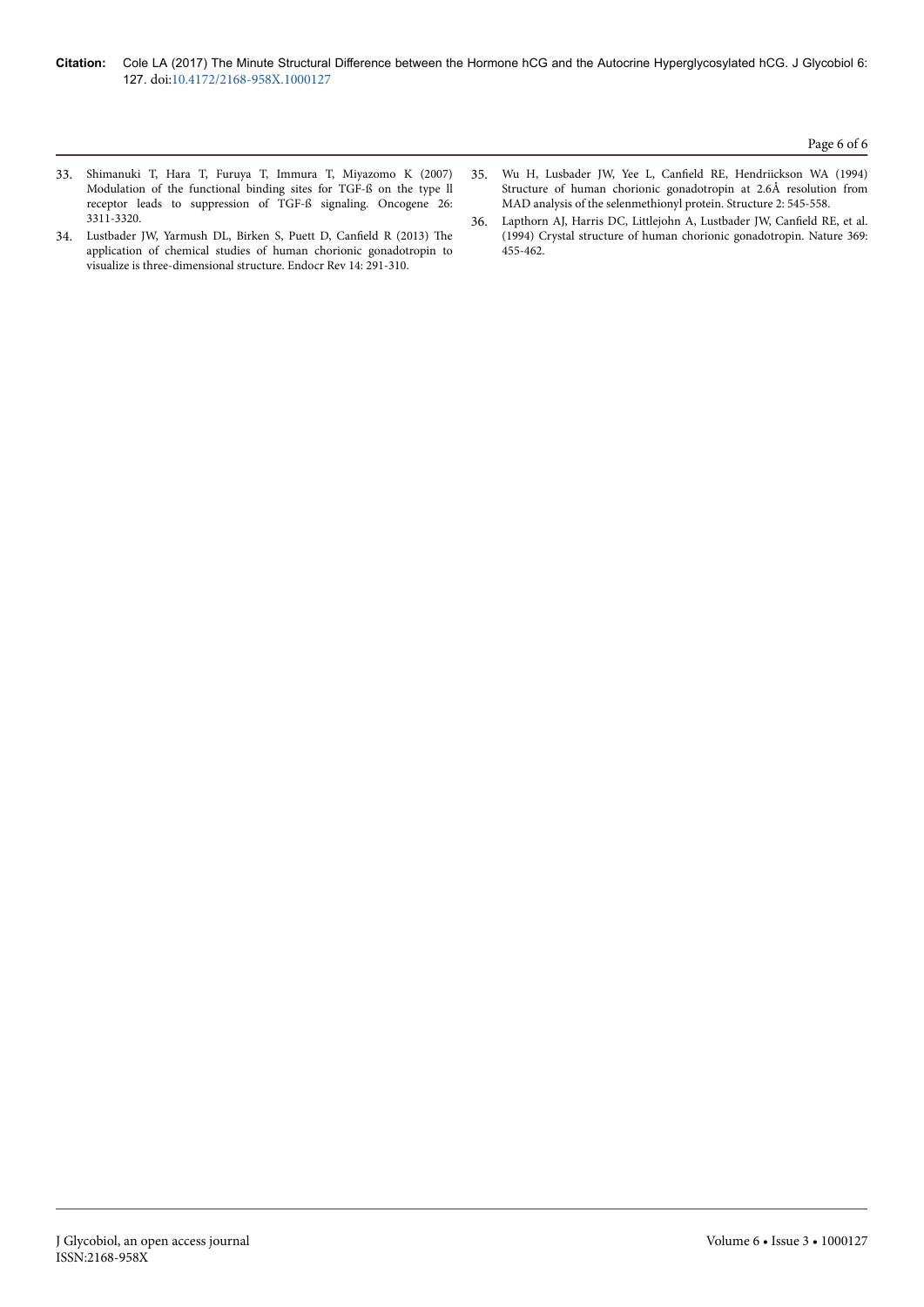33. Shimanuki T, Hara T, Furuya T, Immura T, Miyazomo K (2007) Modulation of the functional binding sites for TGF-ß on the type ll receptor leads to suppression of TGF-ß signaling. Oncogene 26: 3311-3320.

34. Lustbader JW, Yarmush DL, Birken S, Puett D, Canfield R (2013) The application of chemical studies of human chorionic gonadotropin to visualize is three-dimensional structure. Endocr Rev 14: 291-310.

35. Wu H, Lusbader JW, Yee L, Canfield RE, Hendriickson WA (1994) Structure of human chorionic gonadotropin at 2.6Å resolution from MAD analysis of the selenmethionyl protein. Structure 2: 545-558.

36. Lapthorn AJ, Harris DC, Littlejohn A, Lustbader JW, Canfield RE, et al. (1994) Crystal structure of human chorionic gonadotropin. Nature 369: 455-462.